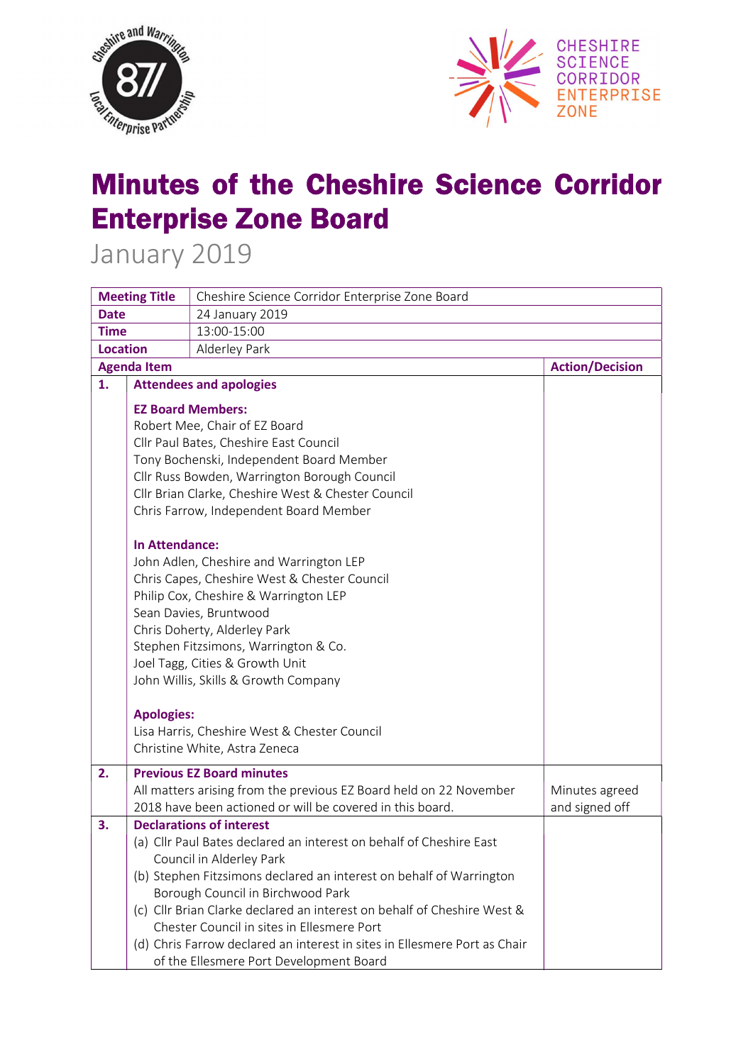# Minutes of the Cheshire Science Corridor Enterprise Zone Board

January 2019

| Meeting Title | Cheshire Science Corridor Enterprise Zone Board | |
|---|---|---|
| Date | 24 January 2019 | |
| Time | 13:00-15:00 | |
| Location | Alderley Park | |
| **Agenda Item** | | **Action/Decision** |
| 1. | **Attendees and apologies**<br><br>**EZ Board Members:**<br>Robert Mee, Chair of EZ Board<br>Cllr Paul Bates, Cheshire East Council<br>Tony Bochenski, Independent Board Member<br>Cllr Russ Bowden, Warrington Borough Council<br>Cllr Brian Clarke, Cheshire West & Chester Council<br>Chris Farrow, Independent Board Member<br><br>**In Attendance:**<br>John Adlen, Cheshire and Warrington LEP<br>Chris Capes, Cheshire West & Chester Council<br>Philip Cox, Cheshire & Warrington LEP<br>Sean Davies, Bruntwood<br>Chris Doherty, Alderley Park<br>Stephen Fitzsimons, Warrington & Co.<br>Joel Tagg, Cities & Growth Unit<br>John Willis, Skills & Growth Company<br><br>**Apologies:**<br>Lisa Harris, Cheshire West & Chester Council<br>Christine White, Astra Zeneca | |
| 2. | **Previous EZ Board minutes**<br>All matters arising from the previous EZ Board held on 22 November 2018 have been actioned or will be covered in this board. | Minutes agreed and signed off |
| 3. | **Declarations of interest**<br>(a) Cllr Paul Bates declared an interest on behalf of Cheshire East Council in Alderley Park<br>(b) Stephen Fitzsimons declared an interest on behalf of Warrington Borough Council in Birchwood Park<br>(c) Cllr Brian Clarke declared an interest on behalf of Cheshire West & Chester Council in sites in Ellesmere Port<br>(d) Chris Farrow declared an interest in sites in Ellesmere Port as Chair of the Ellesmere Port Development Board | |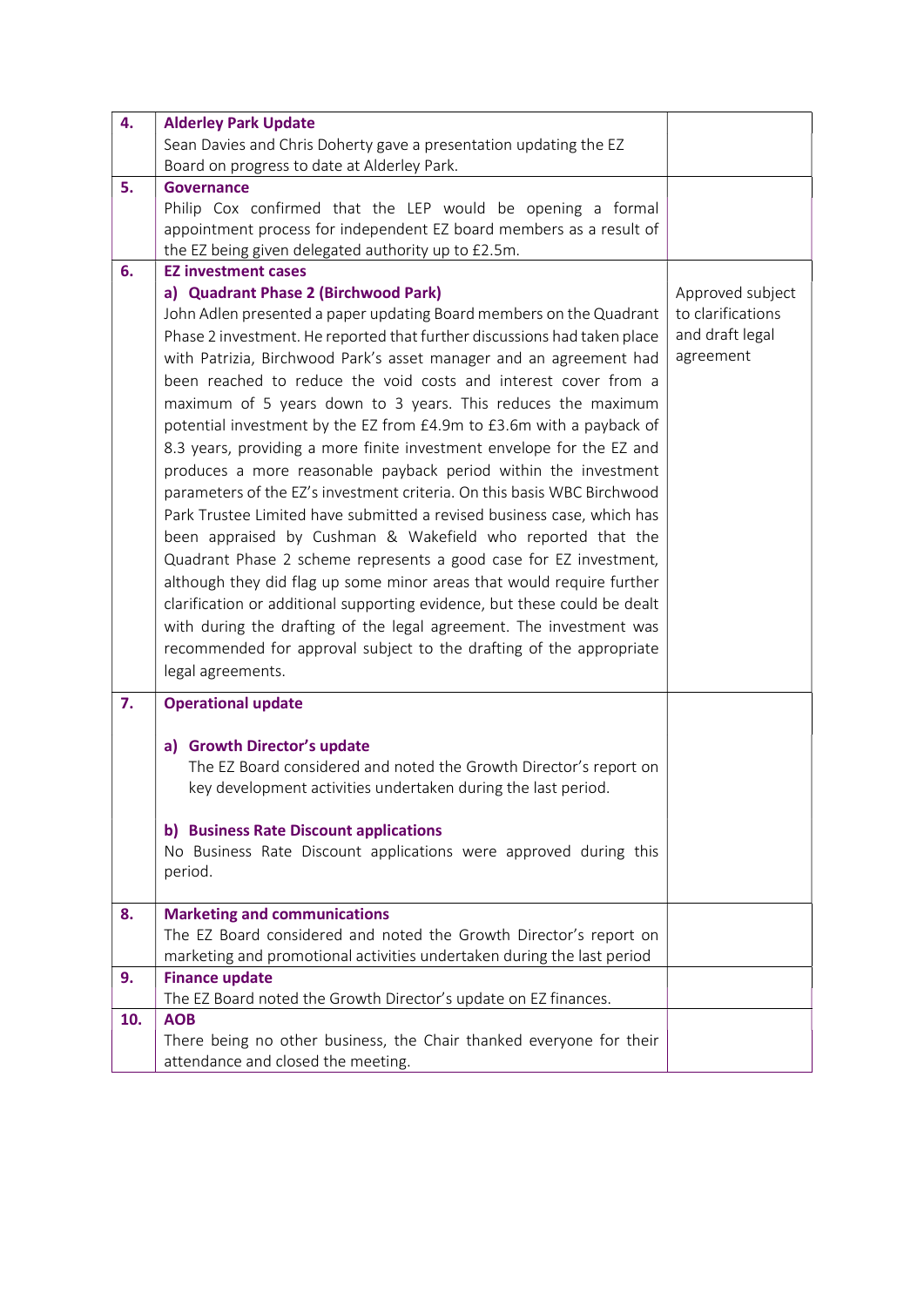| | | |
|---|---|---|
| **4.** | **Alderley Park Update**<br>Sean Davies and Chris Doherty gave a presentation updating the EZ Board on progress to date at Alderley Park. | |
| **5.** | **Governance**<br>Philip Cox confirmed that the LEP would be opening a formal appointment process for independent EZ board members as a result of the EZ being given delegated authority up to £2.5m. | |
| **6.** | **EZ investment cases**<br>**a) Quadrant Phase 2 (Birchwood Park)**<br>John Adlen presented a paper updating Board members on the Quadrant Phase 2 investment. He reported that further discussions had taken place with Patrizia, Birchwood Park's asset manager and an agreement had been reached to reduce the void costs and interest cover from a maximum of 5 years down to 3 years. This reduces the maximum potential investment by the EZ from £4.9m to £3.6m with a payback of 8.3 years, providing a more finite investment envelope for the EZ and produces a more reasonable payback period within the investment parameters of the EZ's investment criteria. On this basis WBC Birchwood Park Trustee Limited have submitted a revised business case, which has been appraised by Cushman & Wakefield who reported that the Quadrant Phase 2 scheme represents a good case for EZ investment, although they did flag up some minor areas that would require further clarification or additional supporting evidence, but these could be dealt with during the drafting of the legal agreement. The investment was recommended for approval subject to the drafting of the appropriate legal agreements. | Approved subject to clarifications and draft legal agreement |
| **7.** | **Operational update**<br><br>**a) Growth Director's update**<br>The EZ Board considered and noted the Growth Director's report on key development activities undertaken during the last period.<br><br>**b) Business Rate Discount applications**<br>No Business Rate Discount applications were approved during this period. | |
| **8.** | **Marketing and communications**<br>The EZ Board considered and noted the Growth Director's report on marketing and promotional activities undertaken during the last period | |
| **9.** | **Finance update**<br>The EZ Board noted the Growth Director's update on EZ finances. | |
| **10.** | **AOB**<br>There being no other business, the Chair thanked everyone for their attendance and closed the meeting. | |